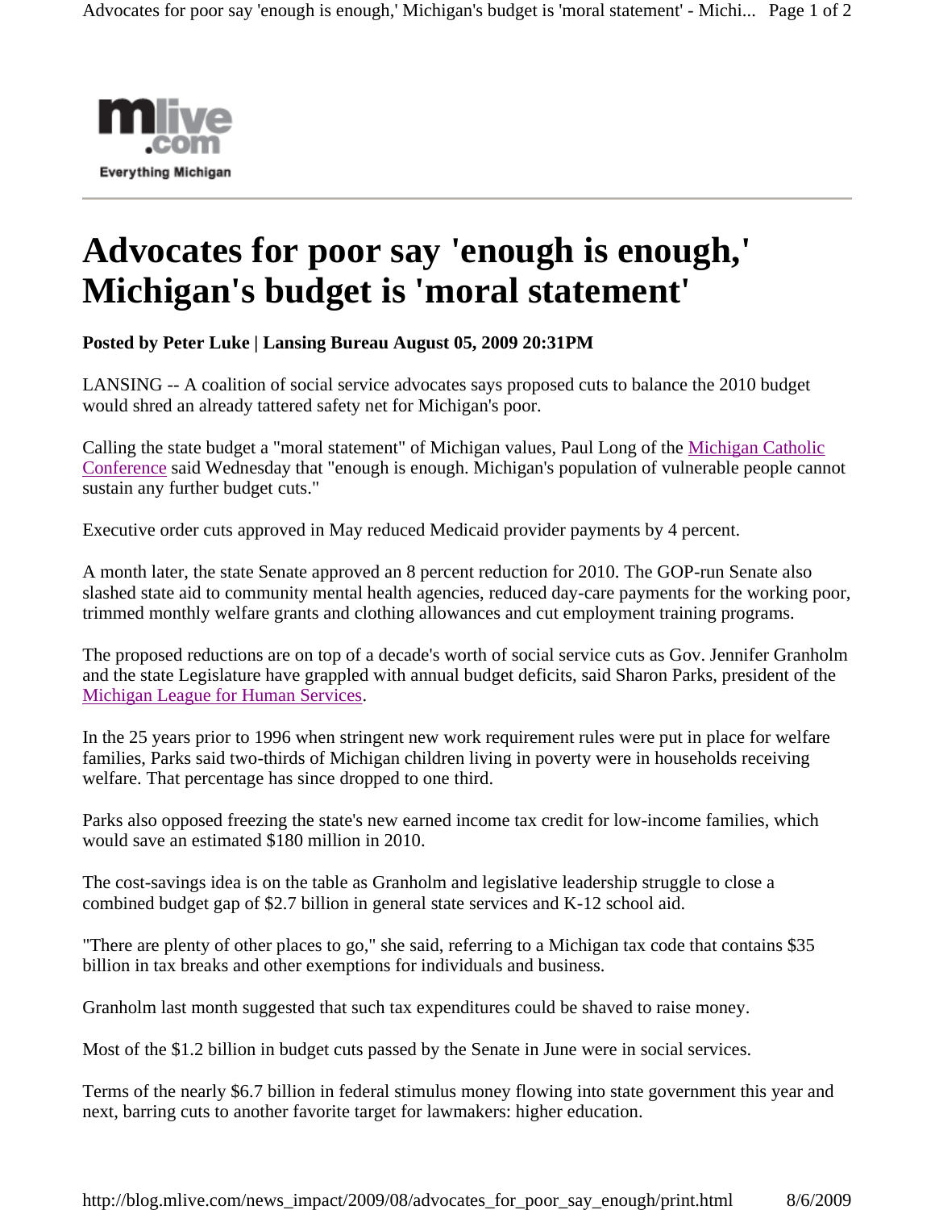mlive.com
Everything Michigan

# Advocates for poor say 'enough is enough,' Michigan's budget is 'moral statement'

**Posted by Peter Luke | Lansing Bureau August 05, 2009 20:31PM**

LANSING -- A coalition of social service advocates says proposed cuts to balance the 2010 budget would shred an already tattered safety net for Michigan's poor.

Calling the state budget a "moral statement" of Michigan values, Paul Long of the Michigan Catholic Conference said Wednesday that "enough is enough. Michigan's population of vulnerable people cannot sustain any further budget cuts."

Executive order cuts approved in May reduced Medicaid provider payments by 4 percent.

A month later, the state Senate approved an 8 percent reduction for 2010. The GOP-run Senate also slashed state aid to community mental health agencies, reduced day-care payments for the working poor, trimmed monthly welfare grants and clothing allowances and cut employment training programs.

The proposed reductions are on top of a decade's worth of social service cuts as Gov. Jennifer Granholm and the state Legislature have grappled with annual budget deficits, said Sharon Parks, president of the Michigan League for Human Services.

In the 25 years prior to 1996 when stringent new work requirement rules were put in place for welfare families, Parks said two-thirds of Michigan children living in poverty were in households receiving welfare. That percentage has since dropped to one third.

Parks also opposed freezing the state's new earned income tax credit for low-income families, which would save an estimated $180 million in 2010.

The cost-savings idea is on the table as Granholm and legislative leadership struggle to close a combined budget gap of $2.7 billion in general state services and K-12 school aid.

"There are plenty of other places to go," she said, referring to a Michigan tax code that contains $35 billion in tax breaks and other exemptions for individuals and business.

Granholm last month suggested that such tax expenditures could be shaved to raise money.

Most of the $1.2 billion in budget cuts passed by the Senate in June were in social services.

Terms of the nearly $6.7 billion in federal stimulus money flowing into state government this year and next, barring cuts to another favorite target for lawmakers: higher education.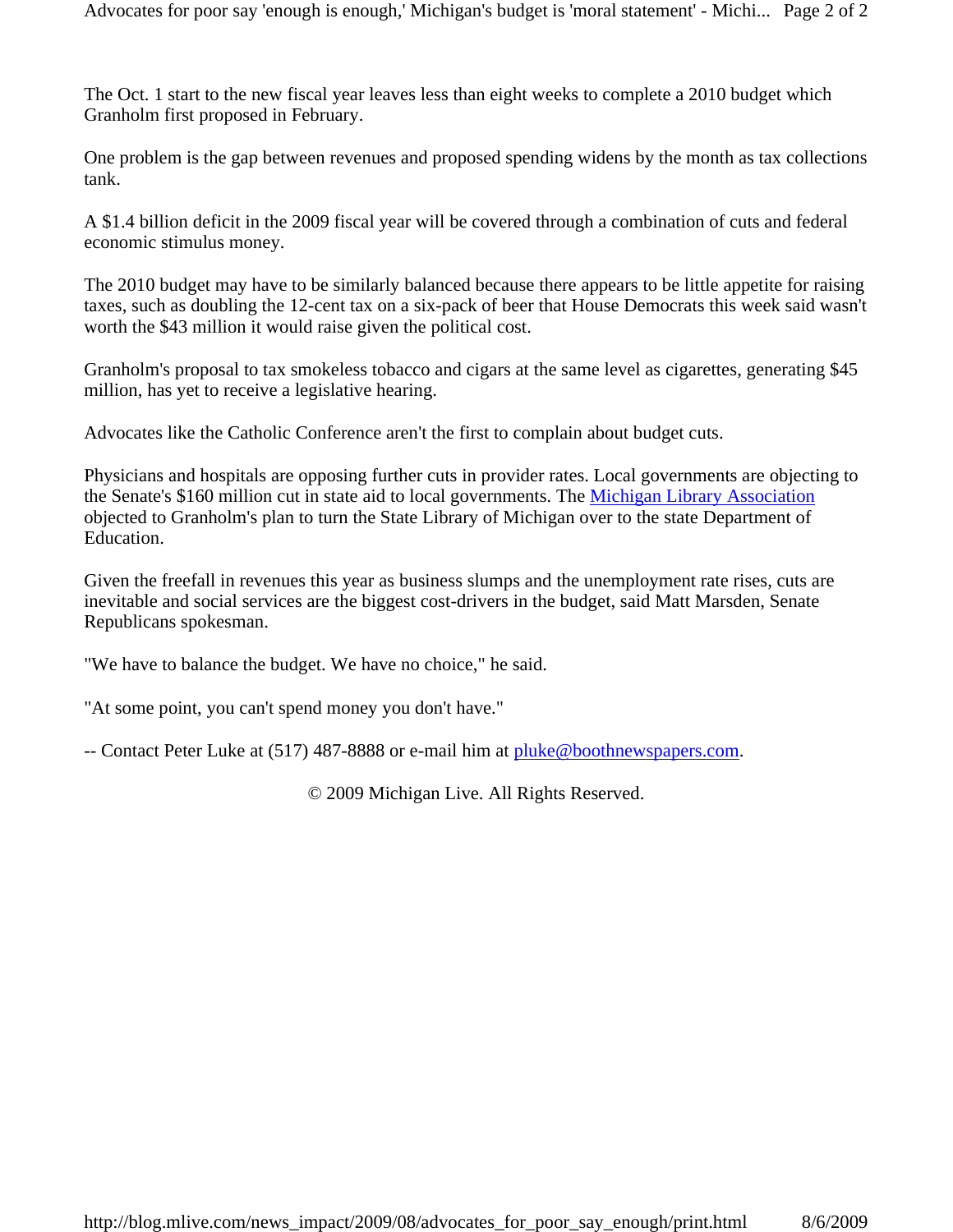The Oct. 1 start to the new fiscal year leaves less than eight weeks to complete a 2010 budget which Granholm first proposed in February.

One problem is the gap between revenues and proposed spending widens by the month as tax collections tank.

A $1.4 billion deficit in the 2009 fiscal year will be covered through a combination of cuts and federal economic stimulus money.

The 2010 budget may have to be similarly balanced because there appears to be little appetite for raising taxes, such as doubling the 12-cent tax on a six-pack of beer that House Democrats this week said wasn't worth the $43 million it would raise given the political cost.

Granholm's proposal to tax smokeless tobacco and cigars at the same level as cigarettes, generating $45 million, has yet to receive a legislative hearing.

Advocates like the Catholic Conference aren't the first to complain about budget cuts.

Physicians and hospitals are opposing further cuts in provider rates. Local governments are objecting to the Senate's $160 million cut in state aid to local governments. The Michigan Library Association objected to Granholm's plan to turn the State Library of Michigan over to the state Department of Education.

Given the freefall in revenues this year as business slumps and the unemployment rate rises, cuts are inevitable and social services are the biggest cost-drivers in the budget, said Matt Marsden, Senate Republicans spokesman.

"We have to balance the budget. We have no choice," he said.

"At some point, you can't spend money you don't have."

-- Contact Peter Luke at (517) 487-8888 or e-mail him at pluke@boothnewspapers.com.

© 2009 Michigan Live. All Rights Reserved.